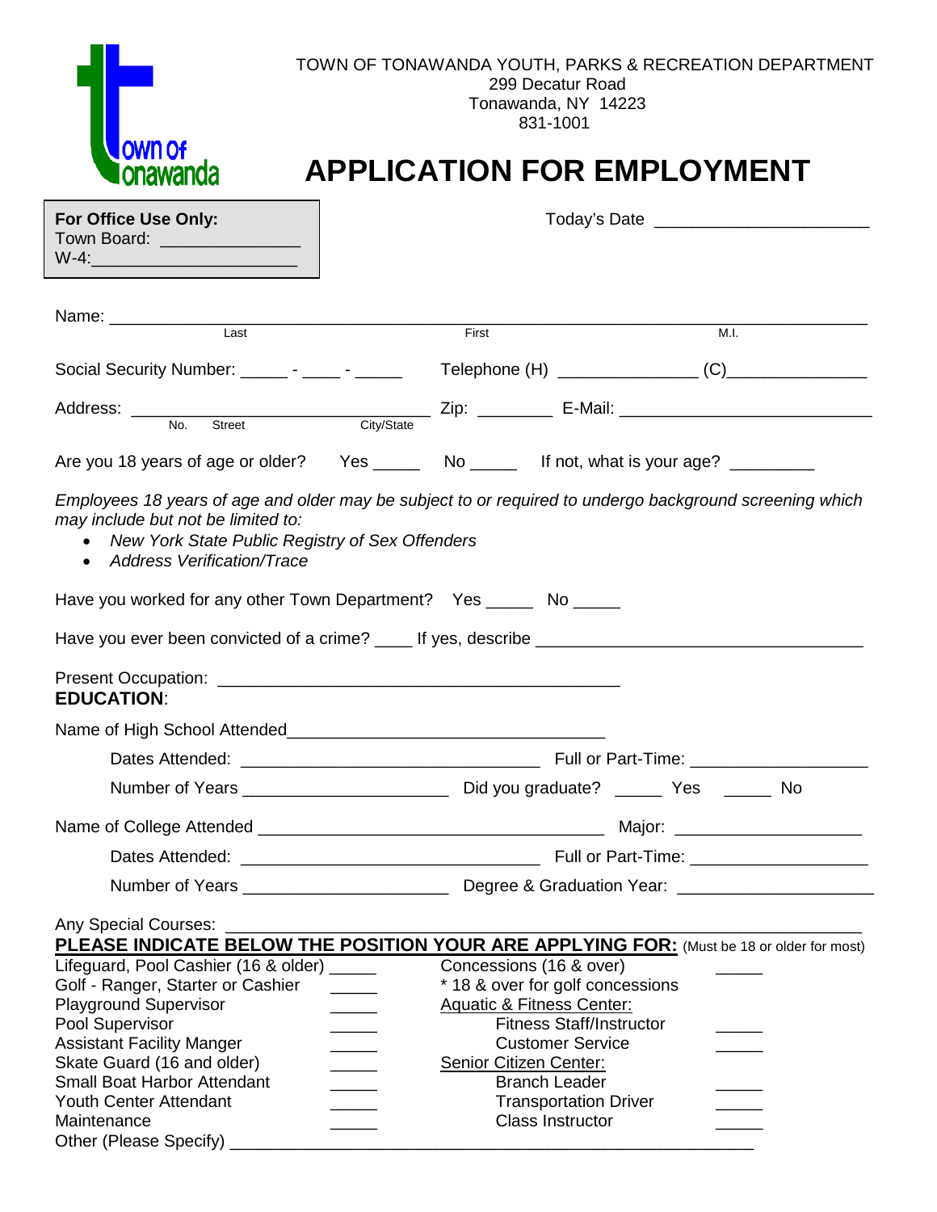TOWN OF TONAWANDA YOUTH, PARKS & RECREATION DEPARTMENT
299 Decatur Road
Tonawanda, NY 14223
831-1001

# APPLICATION FOR EMPLOYMENT

**For Office Use Only:**
Town Board: _______________
W-4: ______________________

Today's Date _______________________

Name: ______________________________________________________________
Last First M.I.

Social Security Number: _____ - ____ - _____ Telephone (H) _______________ (C) _______________

Address: ________________________________ Zip: ________ E-Mail: ___________________________
No. Street City/State

Are you 18 years of age or older? Yes _____ No _____ If not, what is your age? _________

*Employees 18 years of age and older may be subject to or required to undergo background screening which may include but not be limited to:*

- *New York State Public Registry of Sex Offenders*
- *Address Verification/Trace*

Have you worked for any other Town Department? Yes _____ No _____

Have you ever been convicted of a crime? ____ If yes, describe ___________________________________

Present Occupation: ___________________________________________

**EDUCATION**:

Name of High School Attended__________________________________

Dates Attended: ________________________________ Full or Part-Time: ___________________

Number of Years ______________________ Did you graduate? _____ Yes _____ No

Name of College Attended _____________________________________ Major: ____________________

Dates Attended: ________________________________ Full or Part-Time: ___________________

Number of Years ______________________ Degree & Graduation Year: ____________________

Any Special Courses: _____________________________________________________________________

**PLEASE INDICATE BELOW THE POSITION YOUR ARE APPLYING FOR:** (Must be 18 or older for most)

Lifeguard, Pool Cashier (16 & older) _____
Golf - Ranger, Starter or Cashier _____
Playground Supervisor _____
Pool Supervisor _____
Assistant Facility Manger _____
Skate Guard (16 and older) _____
Small Boat Harbor Attendant _____
Youth Center Attendant _____
Maintenance _____

Concessions (16 & over) _____
* 18 & over for golf concessions
Aquatic & Fitness Center:
Fitness Staff/Instructor _____
Customer Service _____
Senior Citizen Center:
Branch Leader _____
Transportation Driver _____
Class Instructor _____

Other (Please Specify) ______________________________________________________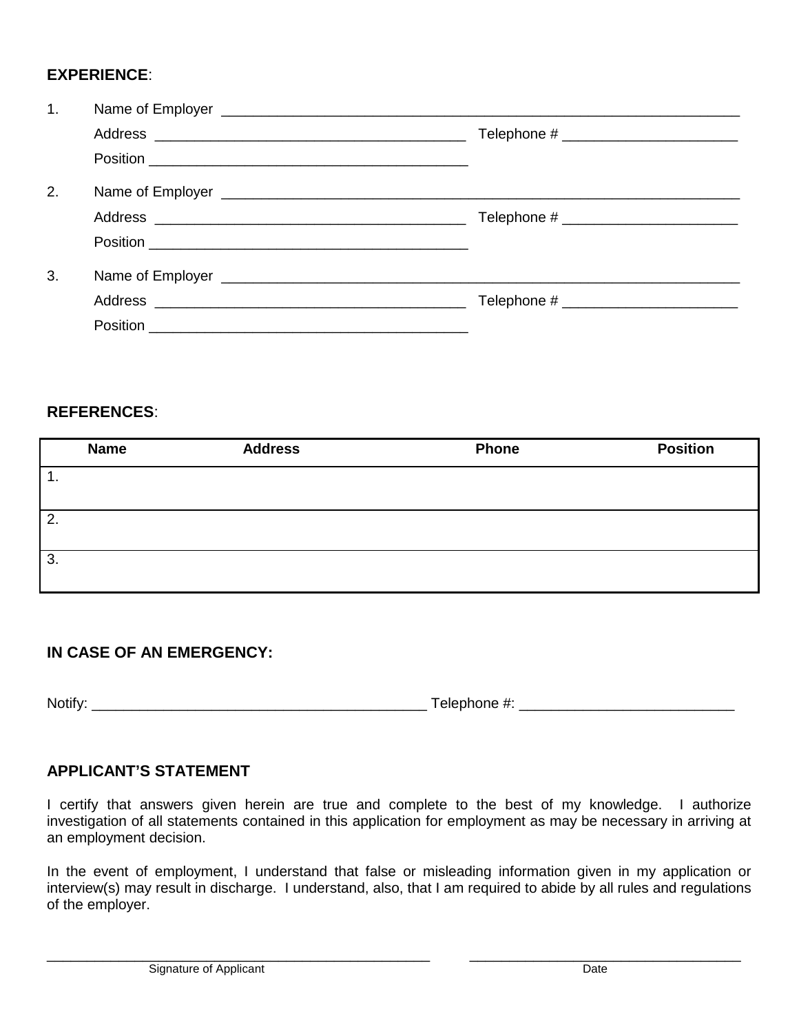**EXPERIENCE**:

1. Name of Employer ____________________________________________________________________

   Address ________________________________________ Telephone # ______________________

   Position ________________________________________

2. Name of Employer ____________________________________________________________________

   Address ________________________________________ Telephone # ______________________

   Position ________________________________________

3. Name of Employer ____________________________________________________________________

   Address ________________________________________ Telephone # ______________________

   Position ________________________________________

**REFERENCES**:

| Name | Address | Phone | Position |
|---|---|---|---|
| 1. | | | |
| 2. | | | |
| 3. | | | |

**IN CASE OF AN EMERGENCY:**

Notify: ___________________________________________ Telephone #: ___________________________

**APPLICANT'S STATEMENT**

I certify that answers given herein are true and complete to the best of my knowledge. I authorize investigation of all statements contained in this application for employment as may be necessary in arriving at an employment decision.

In the event of employment, I understand that false or misleading information given in my application or interview(s) may result in discharge. I understand, also, that I am required to abide by all rules and regulations of the employer.

_________________________________________________ ___________________________________

Signature of Applicant Date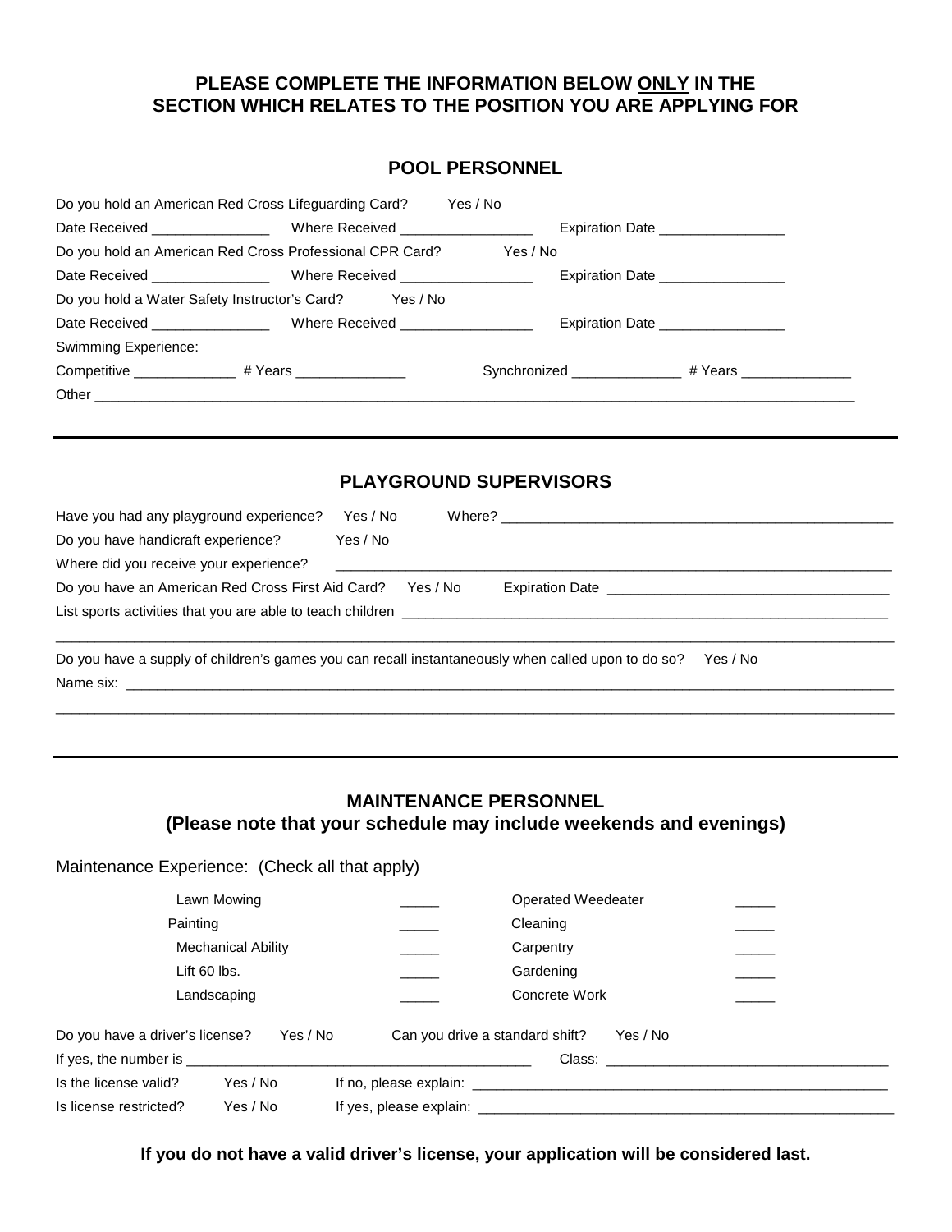**PLEASE COMPLETE THE INFORMATION BELOW ONLY IN THE SECTION WHICH RELATES TO THE POSITION YOU ARE APPLYING FOR**

## POOL PERSONNEL

Do you hold an American Red Cross Lifeguarding Card? Yes / No

Date Received _______________ Where Received _________________ Expiration Date ________________

Do you hold an American Red Cross Professional CPR Card? Yes / No

Date Received _______________ Where Received _________________ Expiration Date ________________

Do you hold a Water Safety Instructor's Card? Yes / No

Date Received _______________ Where Received _________________ Expiration Date ________________

Swimming Experience:

Competitive _____________ # Years ______________ Synchronized ______________ # Years ______________

Other ____________________________________________________________________________________________

---

## PLAYGROUND SUPERVISORS

Have you had any playground experience? Yes / No Where? ____________________________________________________

Do you have handicraft experience? Yes / No

Where did you receive your experience? ________________________________________________________________

Do you have an American Red Cross First Aid Card? Yes / No Expiration Date __________________________________

List sports activities that you are able to teach children _______________________________________________

_____________________________________________________________________________________________________

Do you have a supply of children's games you can recall instantaneously when called upon to do so? Yes / No

Name six: ____________________________________________________________________________________________

_____________________________________________________________________________________________________

---

## MAINTENANCE PERSONNEL
### (Please note that your schedule may include weekends and evenings)

Maintenance Experience: (Check all that apply)

| | | | |
|---|---|---|---|
| Lawn Mowing | _____ | Operated Weedeater | _____ |
| Painting | _____ | Cleaning | _____ |
| Mechanical Ability | _____ | Carpentry | _____ |
| Lift 60 lbs. | _____ | Gardening | _____ |
| Landscaping | _____ | Concrete Work | _____ |

Do you have a driver's license? Yes / No Can you drive a standard shift? Yes / No

If yes, the number is ____________________________________________ Class: ____________________________________

Is the license valid? Yes / No If no, please explain: _____________________________________________________

Is license restricted? Yes / No If yes, please explain: ___________________________________________________

**If you do not have a valid driver's license, your application will be considered last.**